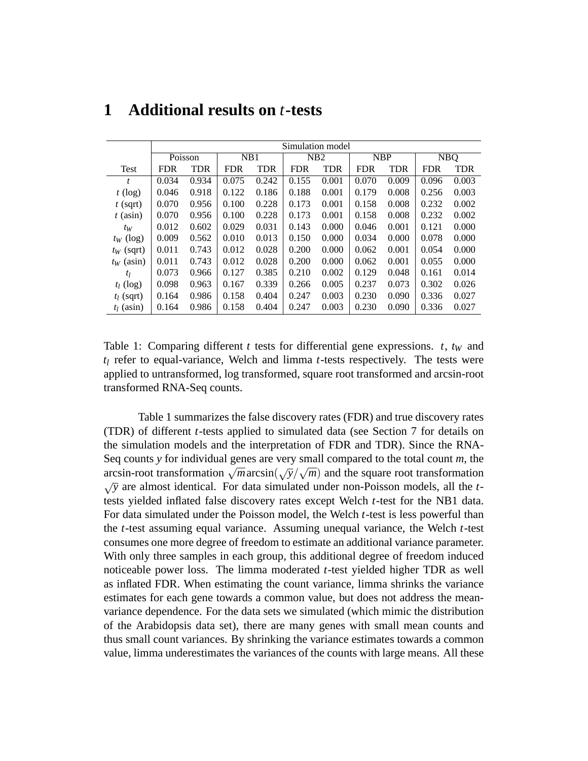# 1 Additional results on $t$-tests

| | Simulation model | | | | | | | | | |
|---|---|---|---|---|---|---|---|---|---|---|
| | Poisson | | NB1 | | NB2 | | NBP | | NBQ | |
| Test | FDR | TDR | FDR | TDR | FDR | TDR | FDR | TDR | FDR | TDR |
| $t$ | 0.034 | 0.934 | 0.075 | 0.242 | 0.155 | 0.001 | 0.070 | 0.009 | 0.096 | 0.003 |
| $t$ (log) | 0.046 | 0.918 | 0.122 | 0.186 | 0.188 | 0.001 | 0.179 | 0.008 | 0.256 | 0.003 |
| $t$ (sqrt) | 0.070 | 0.956 | 0.100 | 0.228 | 0.173 | 0.001 | 0.158 | 0.008 | 0.232 | 0.002 |
| $t$ (asin) | 0.070 | 0.956 | 0.100 | 0.228 | 0.173 | 0.001 | 0.158 | 0.008 | 0.232 | 0.002 |
| $t_W$ | 0.012 | 0.602 | 0.029 | 0.031 | 0.143 | 0.000 | 0.046 | 0.001 | 0.121 | 0.000 |
| $t_W$ (log) | 0.009 | 0.562 | 0.010 | 0.013 | 0.150 | 0.000 | 0.034 | 0.000 | 0.078 | 0.000 |
| $t_W$ (sqrt) | 0.011 | 0.743 | 0.012 | 0.028 | 0.200 | 0.000 | 0.062 | 0.001 | 0.054 | 0.000 |
| $t_W$ (asin) | 0.011 | 0.743 | 0.012 | 0.028 | 0.200 | 0.000 | 0.062 | 0.001 | 0.055 | 0.000 |
| $t_l$ | 0.073 | 0.966 | 0.127 | 0.385 | 0.210 | 0.002 | 0.129 | 0.048 | 0.161 | 0.014 |
| $t_l$ (log) | 0.098 | 0.963 | 0.167 | 0.339 | 0.266 | 0.005 | 0.237 | 0.073 | 0.302 | 0.026 |
| $t_l$ (sqrt) | 0.164 | 0.986 | 0.158 | 0.404 | 0.247 | 0.003 | 0.230 | 0.090 | 0.336 | 0.027 |
| $t_l$ (asin) | 0.164 | 0.986 | 0.158 | 0.404 | 0.247 | 0.003 | 0.230 | 0.090 | 0.336 | 0.027 |

Table 1: Comparing different $t$ tests for differential gene expressions. $t$, $t_W$ and $t_l$ refer to equal-variance, Welch and limma $t$-tests respectively. The tests were applied to untransformed, log transformed, square root transformed and arcsin-root transformed RNA-Seq counts.

Table 1 summarizes the false discovery rates (FDR) and true discovery rates (TDR) of different $t$-tests applied to simulated data (see Section 7 for details on the simulation models and the interpretation of FDR and TDR). Since the RNA-Seq counts $y$ for individual genes are very small compared to the total count $m$, the arcsin-root transformation $\sqrt{m}\arcsin(\sqrt{y}/\sqrt{m})$ and the square root transformation $\sqrt{y}$ are almost identical. For data simulated under non-Poisson models, all the $t$-tests yielded inflated false discovery rates except Welch $t$-test for the NB1 data. For data simulated under the Poisson model, the Welch $t$-test is less powerful than the $t$-test assuming equal variance. Assuming unequal variance, the Welch $t$-test consumes one more degree of freedom to estimate an additional variance parameter. With only three samples in each group, this additional degree of freedom induced noticeable power loss. The limma moderated $t$-test yielded higher TDR as well as inflated FDR. When estimating the count variance, limma shrinks the variance estimates for each gene towards a common value, but does not address the mean-variance dependence. For the data sets we simulated (which mimic the distribution of the Arabidopsis data set), there are many genes with small mean counts and thus small count variances. By shrinking the variance estimates towards a common value, limma underestimates the variances of the counts with large means. All these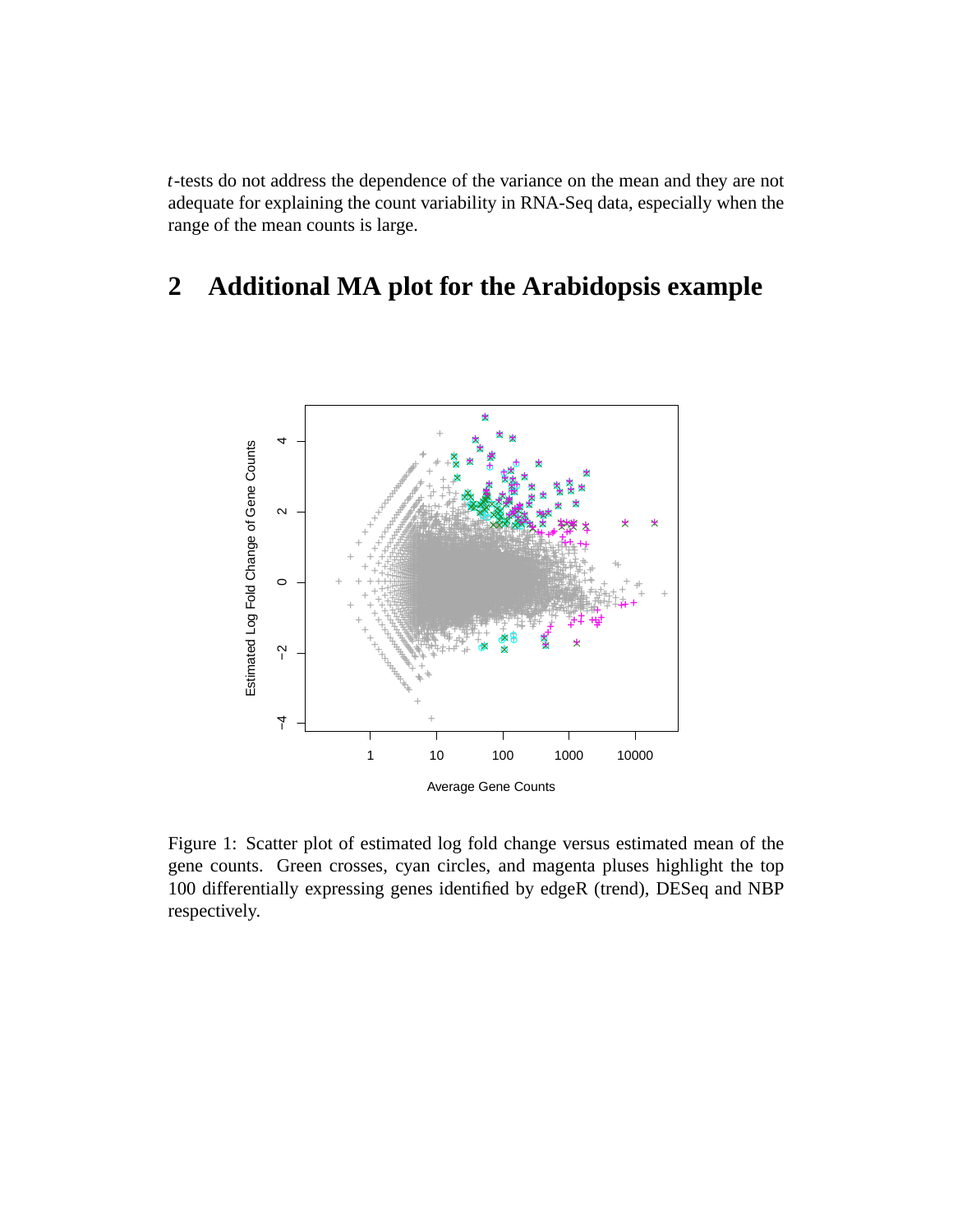$t$-tests do not address the dependence of the variance on the mean and they are not adequate for explaining the count variability in RNA-Seq data, especially when the range of the mean counts is large.

## 2 Additional MA plot for the Arabidopsis example

Figure 1: Scatter plot of estimated log fold change versus estimated mean of the gene counts. Green crosses, cyan circles, and magenta pluses highlight the top 100 differentially expressing genes identified by edgeR (trend), DESeq and NBP respectively.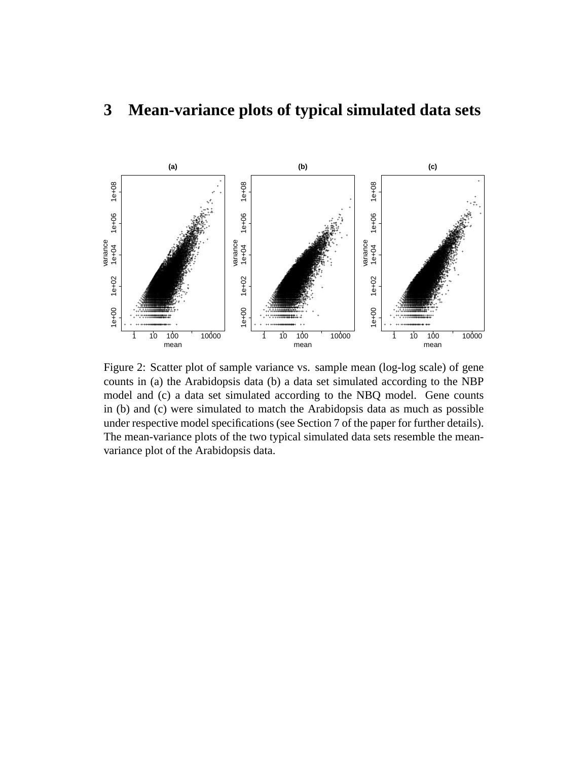## 3 Mean-variance plots of typical simulated data sets

(a)

(b)

(c)

variance

1e+00 1e+02 1e+04 1e+06 1e+08

mean

1 10 100 10000

Figure 2: Scatter plot of sample variance vs. sample mean (log-log scale) of gene counts in (a) the Arabidopsis data (b) a data set simulated according to the NBP model and (c) a data set simulated according to the NBQ model. Gene counts in (b) and (c) were simulated to match the Arabidopsis data as much as possible under respective model specifications (see Section 7 of the paper for further details). The mean-variance plots of the two typical simulated data sets resemble the mean-variance plot of the Arabidopsis data.